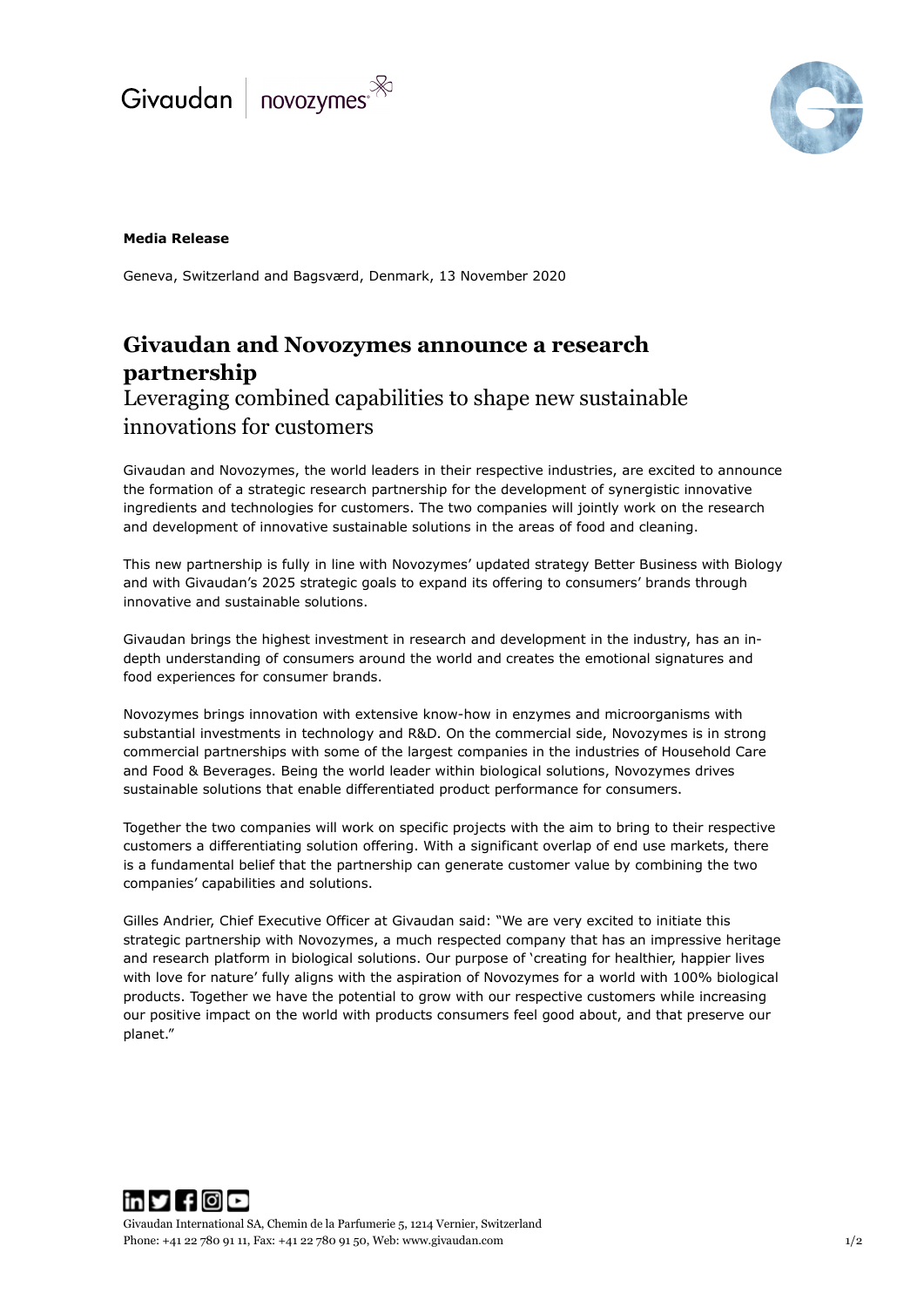**Media Release**

Geneva, Switzerland and Bagsværd, Denmark, 13 November 2020

# Givaudan and Novozymes announce a research partnership

## Leveraging combined capabilities to shape new sustainable innovations for customers

Givaudan and Novozymes, the world leaders in their respective industries, are excited to announce the formation of a strategic research partnership for the development of synergistic innovative ingredients and technologies for customers. The two companies will jointly work on the research and development of innovative sustainable solutions in the areas of food and cleaning.

This new partnership is fully in line with Novozymes' updated strategy Better Business with Biology and with Givaudan's 2025 strategic goals to expand its offering to consumers' brands through innovative and sustainable solutions.

Givaudan brings the highest investment in research and development in the industry, has an in-depth understanding of consumers around the world and creates the emotional signatures and food experiences for consumer brands.

Novozymes brings innovation with extensive know-how in enzymes and microorganisms with substantial investments in technology and R&D. On the commercial side, Novozymes is in strong commercial partnerships with some of the largest companies in the industries of Household Care and Food & Beverages. Being the world leader within biological solutions, Novozymes drives sustainable solutions that enable differentiated product performance for consumers.

Together the two companies will work on specific projects with the aim to bring to their respective customers a differentiating solution offering. With a significant overlap of end use markets, there is a fundamental belief that the partnership can generate customer value by combining the two companies' capabilities and solutions.

Gilles Andrier, Chief Executive Officer at Givaudan said: "We are very excited to initiate this strategic partnership with Novozymes, a much respected company that has an impressive heritage and research platform in biological solutions. Our purpose of 'creating for healthier, happier lives with love for nature' fully aligns with the aspiration of Novozymes for a world with 100% biological products. Together we have the potential to grow with our respective customers while increasing our positive impact on the world with products consumers feel good about, and that preserve our planet."

Givaudan International SA, Chemin de la Parfumerie 5, 1214 Vernier, Switzerland
Phone: +41 22 780 91 11, Fax: +41 22 780 91 50, Web: www.givaudan.com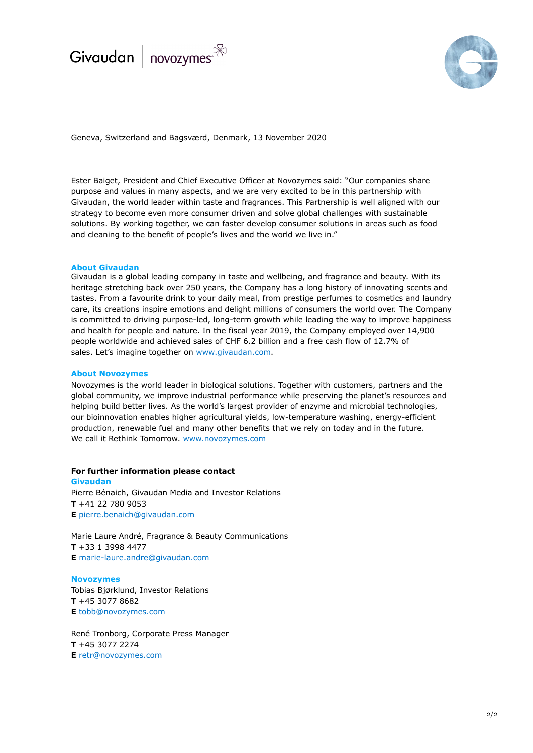Geneva, Switzerland and Bagsværd, Denmark, 13 November 2020

Ester Baiget, President and Chief Executive Officer at Novozymes said: "Our companies share purpose and values in many aspects, and we are very excited to be in this partnership with Givaudan, the world leader within taste and fragrances. This Partnership is well aligned with our strategy to become even more consumer driven and solve global challenges with sustainable solutions. By working together, we can faster develop consumer solutions in areas such as food and cleaning to the benefit of people's lives and the world we live in."

### About Givaudan

Givaudan is a global leading company in taste and wellbeing, and fragrance and beauty. With its heritage stretching back over 250 years, the Company has a long history of innovating scents and tastes. From a favourite drink to your daily meal, from prestige perfumes to cosmetics and laundry care, its creations inspire emotions and delight millions of consumers the world over. The Company is committed to driving purpose-led, long-term growth while leading the way to improve happiness and health for people and nature. In the fiscal year 2019, the Company employed over 14,900 people worldwide and achieved sales of CHF 6.2 billion and a free cash flow of 12.7% of sales. Let's imagine together on www.givaudan.com.

### About Novozymes

Novozymes is the world leader in biological solutions. Together with customers, partners and the global community, we improve industrial performance while preserving the planet's resources and helping build better lives. As the world's largest provider of enzyme and microbial technologies, our bioinnovation enables higher agricultural yields, low-temperature washing, energy-efficient production, renewable fuel and many other benefits that we rely on today and in the future. We call it Rethink Tomorrow. www.novozymes.com

**For further information please contact**

**Givaudan**

Pierre Bénaich, Givaudan Media and Investor Relations
**T** +41 22 780 9053
**E** pierre.benaich@givaudan.com

Marie Laure André, Fragrance & Beauty Communications
**T** +33 1 3998 4477
**E** marie-laure.andre@givaudan.com

**Novozymes**

Tobias Bjørklund, Investor Relations
**T** +45 3077 8682
**E** tobb@novozymes.com

René Tronborg, Corporate Press Manager
**T** +45 3077 2274
**E** retr@novozymes.com